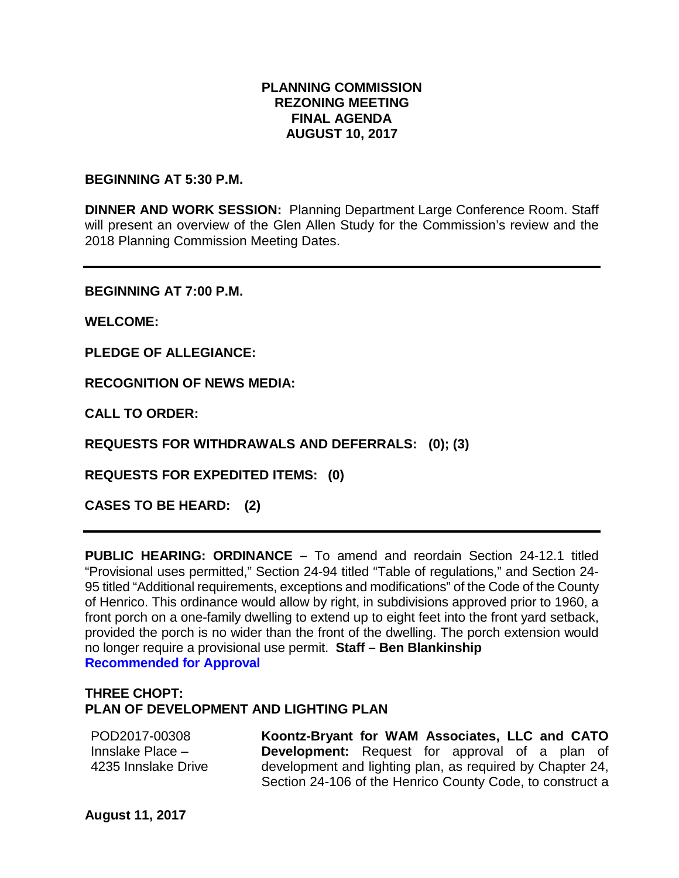# PLANNING COMMISSION
# REZONING MEETING
# FINAL AGENDA
# AUGUST 10, 2017

**BEGINNING AT 5:30 P.M.**

**DINNER AND WORK SESSION:** Planning Department Large Conference Room. Staff will present an overview of the Glen Allen Study for the Commission's review and the 2018 Planning Commission Meeting Dates.

---

**BEGINNING AT 7:00 P.M.**

**WELCOME:**

**PLEDGE OF ALLEGIANCE:**

**RECOGNITION OF NEWS MEDIA:**

**CALL TO ORDER:**

**REQUESTS FOR WITHDRAWALS AND DEFERRALS: (0); (3)**

**REQUESTS FOR EXPEDITED ITEMS: (0)**

**CASES TO BE HEARD: (2)**

---

**PUBLIC HEARING: ORDINANCE –** To amend and reordain Section 24-12.1 titled "Provisional uses permitted," Section 24-94 titled "Table of regulations," and Section 24-95 titled "Additional requirements, exceptions and modifications" of the Code of the County of Henrico. This ordinance would allow by right, in subdivisions approved prior to 1960, a front porch on a one-family dwelling to extend up to eight feet into the front yard setback, provided the porch is no wider than the front of the dwelling. The porch extension would no longer require a provisional use permit. **Staff – Ben Blankinship**
**Recommended for Approval**

**THREE CHOPT:**
**PLAN OF DEVELOPMENT AND LIGHTING PLAN**

POD2017-00308
Innslake Place –
4235 Innslake Drive

**Koontz-Bryant for WAM Associates, LLC and CATO Development:** Request for approval of a plan of development and lighting plan, as required by Chapter 24, Section 24-106 of the Henrico County Code, to construct a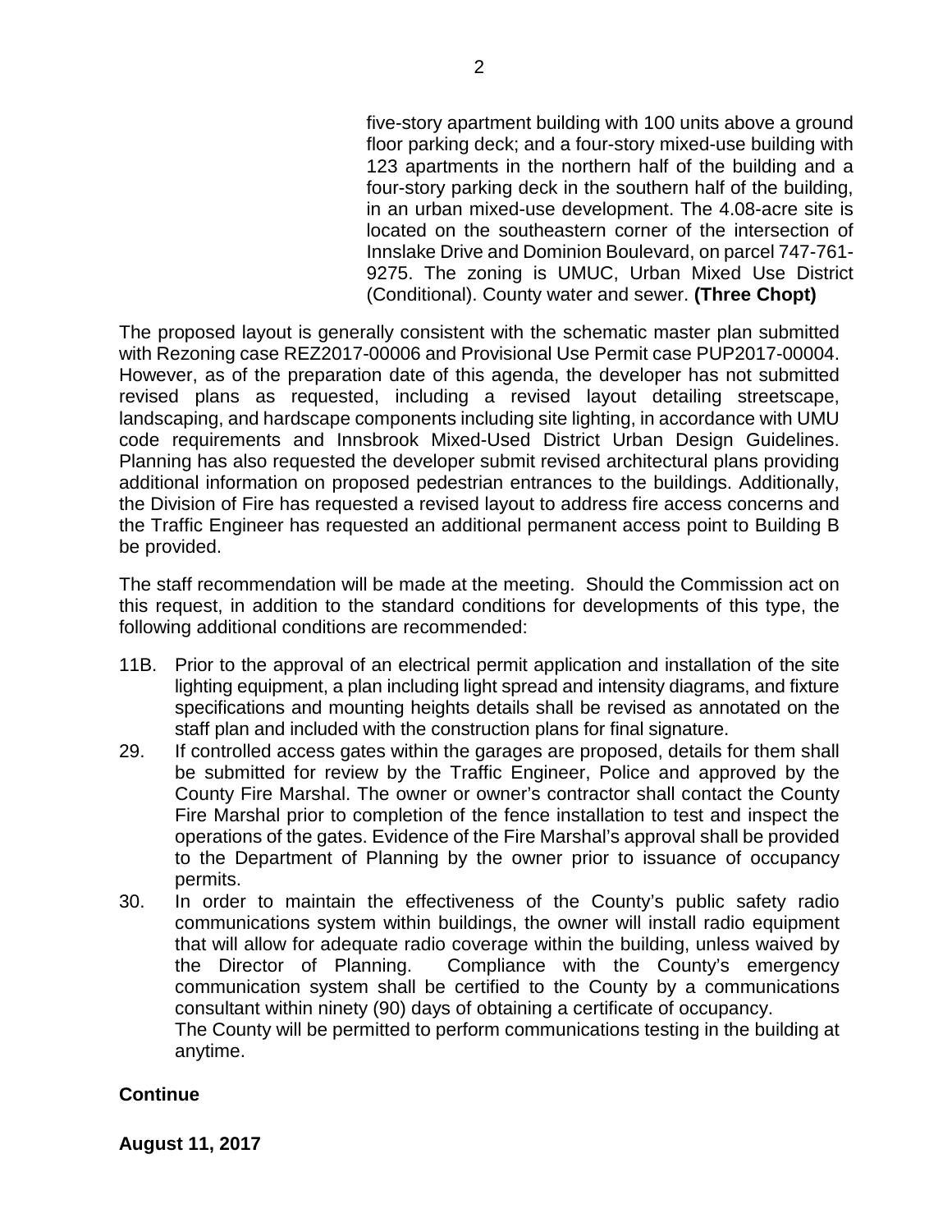five-story apartment building with 100 units above a ground floor parking deck; and a four-story mixed-use building with 123 apartments in the northern half of the building and a four-story parking deck in the southern half of the building, in an urban mixed-use development. The 4.08-acre site is located on the southeastern corner of the intersection of Innslake Drive and Dominion Boulevard, on parcel 747-761-9275. The zoning is UMUC, Urban Mixed Use District (Conditional). County water and sewer. **(Three Chopt)**

The proposed layout is generally consistent with the schematic master plan submitted with Rezoning case REZ2017-00006 and Provisional Use Permit case PUP2017-00004. However, as of the preparation date of this agenda, the developer has not submitted revised plans as requested, including a revised layout detailing streetscape, landscaping, and hardscape components including site lighting, in accordance with UMU code requirements and Innsbrook Mixed-Used District Urban Design Guidelines. Planning has also requested the developer submit revised architectural plans providing additional information on proposed pedestrian entrances to the buildings. Additionally, the Division of Fire has requested a revised layout to address fire access concerns and the Traffic Engineer has requested an additional permanent access point to Building B be provided.

The staff recommendation will be made at the meeting. Should the Commission act on this request, in addition to the standard conditions for developments of this type, the following additional conditions are recommended:

11B. Prior to the approval of an electrical permit application and installation of the site lighting equipment, a plan including light spread and intensity diagrams, and fixture specifications and mounting heights details shall be revised as annotated on the staff plan and included with the construction plans for final signature.

29. If controlled access gates within the garages are proposed, details for them shall be submitted for review by the Traffic Engineer, Police and approved by the County Fire Marshal. The owner or owner's contractor shall contact the County Fire Marshal prior to completion of the fence installation to test and inspect the operations of the gates. Evidence of the Fire Marshal's approval shall be provided to the Department of Planning by the owner prior to issuance of occupancy permits.

30. In order to maintain the effectiveness of the County's public safety radio communications system within buildings, the owner will install radio equipment that will allow for adequate radio coverage within the building, unless waived by the Director of Planning. Compliance with the County's emergency communication system shall be certified to the County by a communications consultant within ninety (90) days of obtaining a certificate of occupancy.
The County will be permitted to perform communications testing in the building at anytime.

**Continue**

**August 11, 2017**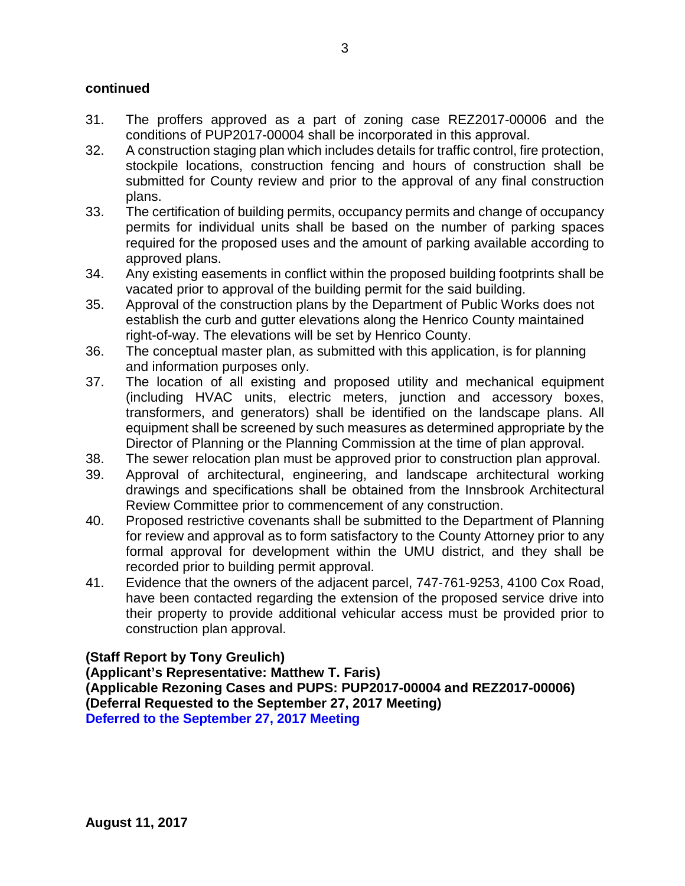**continued**

31. The proffers approved as a part of zoning case REZ2017-00006 and the conditions of PUP2017-00004 shall be incorporated in this approval.
32. A construction staging plan which includes details for traffic control, fire protection, stockpile locations, construction fencing and hours of construction shall be submitted for County review and prior to the approval of any final construction plans.
33. The certification of building permits, occupancy permits and change of occupancy permits for individual units shall be based on the number of parking spaces required for the proposed uses and the amount of parking available according to approved plans.
34. Any existing easements in conflict within the proposed building footprints shall be vacated prior to approval of the building permit for the said building.
35. Approval of the construction plans by the Department of Public Works does not establish the curb and gutter elevations along the Henrico County maintained right-of-way. The elevations will be set by Henrico County.
36. The conceptual master plan, as submitted with this application, is for planning and information purposes only.
37. The location of all existing and proposed utility and mechanical equipment (including HVAC units, electric meters, junction and accessory boxes, transformers, and generators) shall be identified on the landscape plans. All equipment shall be screened by such measures as determined appropriate by the Director of Planning or the Planning Commission at the time of plan approval.
38. The sewer relocation plan must be approved prior to construction plan approval.
39. Approval of architectural, engineering, and landscape architectural working drawings and specifications shall be obtained from the Innsbrook Architectural Review Committee prior to commencement of any construction.
40. Proposed restrictive covenants shall be submitted to the Department of Planning for review and approval as to form satisfactory to the County Attorney prior to any formal approval for development within the UMU district, and they shall be recorded prior to building permit approval.
41. Evidence that the owners of the adjacent parcel, 747-761-9253, 4100 Cox Road, have been contacted regarding the extension of the proposed service drive into their property to provide additional vehicular access must be provided prior to construction plan approval.

**(Staff Report by Tony Greulich)**
**(Applicant's Representative: Matthew T. Faris)**
**(Applicable Rezoning Cases and PUPS: PUP2017-00004 and REZ2017-00006)**
**(Deferral Requested to the September 27, 2017 Meeting)**
**Deferred to the September 27, 2017 Meeting**

**August 11, 2017**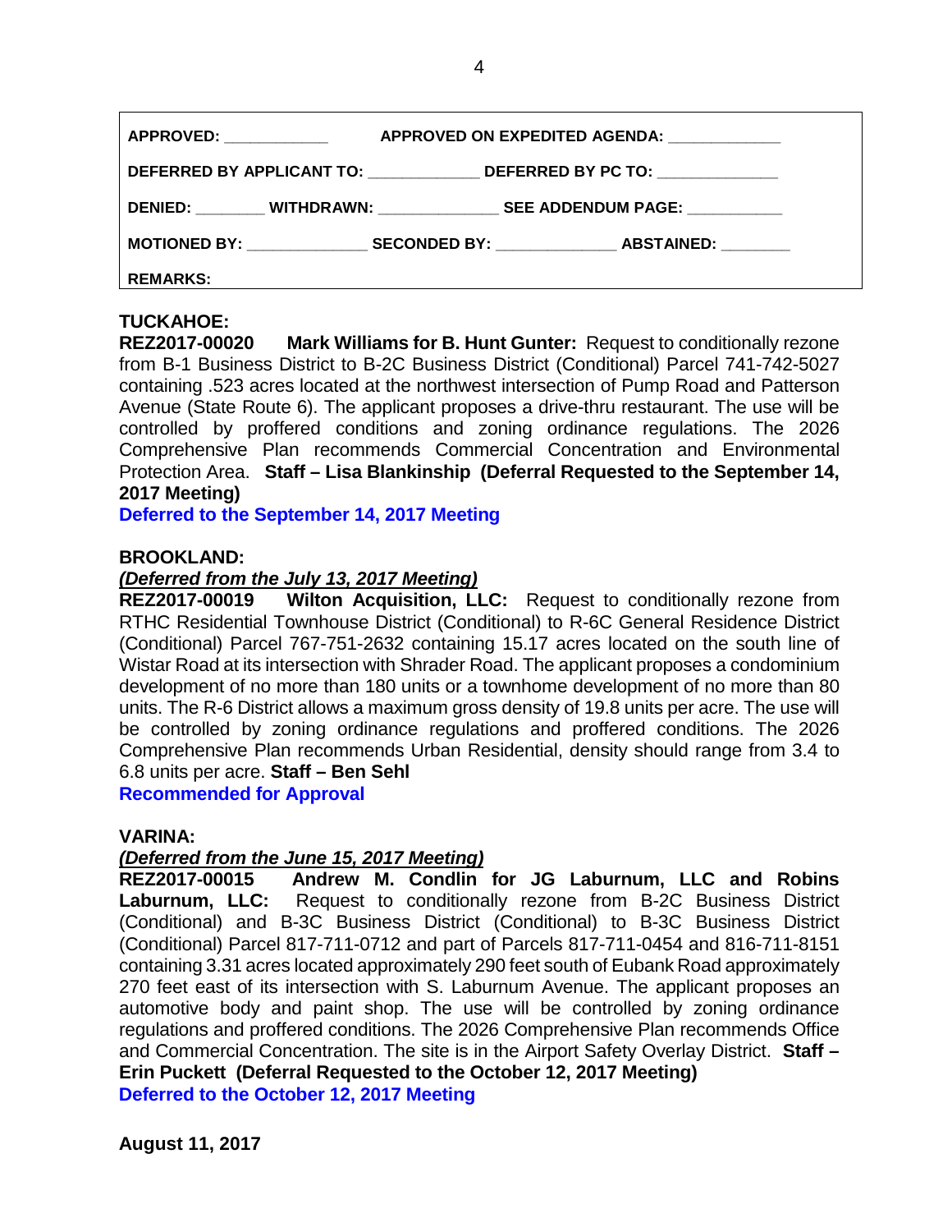| APPROVED: ___________ | APPROVED ON EXPEDITED AGENDA: ____________ |
|---|---|
| DEFERRED BY APPLICANT TO: ____________ | DEFERRED BY PC TO: _____________ |
| DENIED: _______ WITHDRAWN: _____________ | SEE ADDENDUM PAGE: __________ |
| MOTIONED BY: _____________ SECONDED BY: _____________ | ABSTAINED: _______ |
| REMARKS: | |

**TUCKAHOE:**
**REZ2017-00020 Mark Williams for B. Hunt Gunter:** Request to conditionally rezone from B-1 Business District to B-2C Business District (Conditional) Parcel 741-742-5027 containing .523 acres located at the northwest intersection of Pump Road and Patterson Avenue (State Route 6). The applicant proposes a drive-thru restaurant. The use will be controlled by proffered conditions and zoning ordinance regulations. The 2026 Comprehensive Plan recommends Commercial Concentration and Environmental Protection Area. **Staff – Lisa Blankinship (Deferral Requested to the September 14, 2017 Meeting)**
**Deferred to the September 14, 2017 Meeting**

**BROOKLAND:**
***(Deferred from the July 13, 2017 Meeting)***
**REZ2017-00019 Wilton Acquisition, LLC:** Request to conditionally rezone from RTHC Residential Townhouse District (Conditional) to R-6C General Residence District (Conditional) Parcel 767-751-2632 containing 15.17 acres located on the south line of Wistar Road at its intersection with Shrader Road. The applicant proposes a condominium development of no more than 180 units or a townhome development of no more than 80 units. The R-6 District allows a maximum gross density of 19.8 units per acre. The use will be controlled by zoning ordinance regulations and proffered conditions. The 2026 Comprehensive Plan recommends Urban Residential, density should range from 3.4 to 6.8 units per acre. **Staff – Ben Sehl**
**Recommended for Approval**

**VARINA:**
***(Deferred from the June 15, 2017 Meeting)***
**REZ2017-00015 Andrew M. Condlin for JG Laburnum, LLC and Robins Laburnum, LLC:** Request to conditionally rezone from B-2C Business District (Conditional) and B-3C Business District (Conditional) to B-3C Business District (Conditional) Parcel 817-711-0712 and part of Parcels 817-711-0454 and 816-711-8151 containing 3.31 acres located approximately 290 feet south of Eubank Road approximately 270 feet east of its intersection with S. Laburnum Avenue. The applicant proposes an automotive body and paint shop. The use will be controlled by zoning ordinance regulations and proffered conditions. The 2026 Comprehensive Plan recommends Office and Commercial Concentration. The site is in the Airport Safety Overlay District. **Staff – Erin Puckett (Deferral Requested to the October 12, 2017 Meeting)**
**Deferred to the October 12, 2017 Meeting**

**August 11, 2017**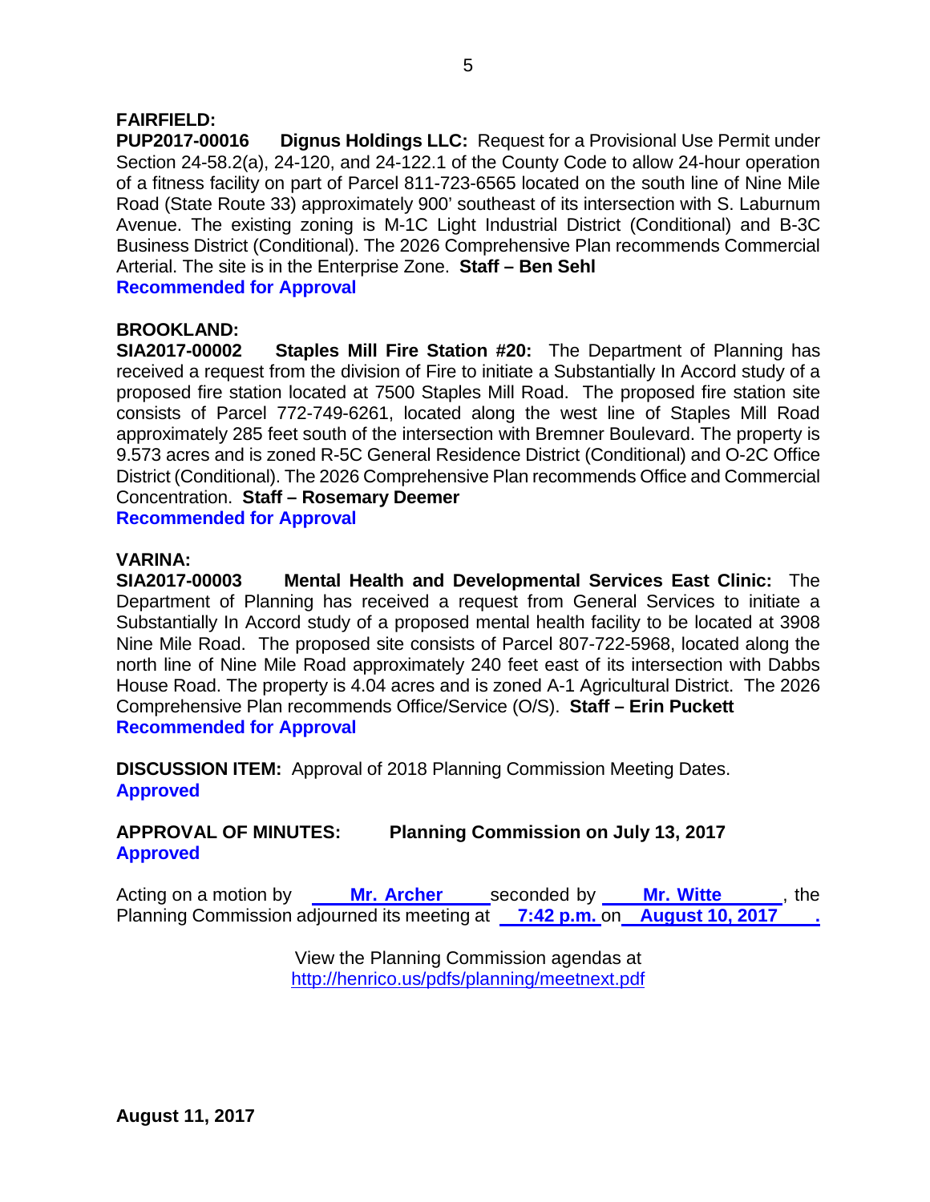**FAIRFIELD:**
**PUP2017-00016 Dignus Holdings LLC:** Request for a Provisional Use Permit under Section 24-58.2(a), 24-120, and 24-122.1 of the County Code to allow 24-hour operation of a fitness facility on part of Parcel 811-723-6565 located on the south line of Nine Mile Road (State Route 33) approximately 900' southeast of its intersection with S. Laburnum Avenue. The existing zoning is M-1C Light Industrial District (Conditional) and B-3C Business District (Conditional). The 2026 Comprehensive Plan recommends Commercial Arterial. The site is in the Enterprise Zone. **Staff – Ben Sehl**
**Recommended for Approval**

**BROOKLAND:**
**SIA2017-00002 Staples Mill Fire Station #20:** The Department of Planning has received a request from the division of Fire to initiate a Substantially In Accord study of a proposed fire station located at 7500 Staples Mill Road. The proposed fire station site consists of Parcel 772-749-6261, located along the west line of Staples Mill Road approximately 285 feet south of the intersection with Bremner Boulevard. The property is 9.573 acres and is zoned R-5C General Residence District (Conditional) and O-2C Office District (Conditional). The 2026 Comprehensive Plan recommends Office and Commercial Concentration. **Staff – Rosemary Deemer**
**Recommended for Approval**

**VARINA:**
**SIA2017-00003 Mental Health and Developmental Services East Clinic:** The Department of Planning has received a request from General Services to initiate a Substantially In Accord study of a proposed mental health facility to be located at 3908 Nine Mile Road. The proposed site consists of Parcel 807-722-5968, located along the north line of Nine Mile Road approximately 240 feet east of its intersection with Dabbs House Road. The property is 4.04 acres and is zoned A-1 Agricultural District. The 2026 Comprehensive Plan recommends Office/Service (O/S). **Staff – Erin Puckett**
**Recommended for Approval**

**DISCUSSION ITEM:** Approval of 2018 Planning Commission Meeting Dates.
**Approved**

**APPROVAL OF MINUTES: Planning Commission on July 13, 2017**
**Approved**

Acting on a motion by **Mr. Archer** seconded by **Mr. Witte**, the Planning Commission adjourned its meeting at **7:42 p.m.** on **August 10, 2017**.

View the Planning Commission agendas at
http://henrico.us/pdfs/planning/meetnext.pdf

**August 11, 2017**